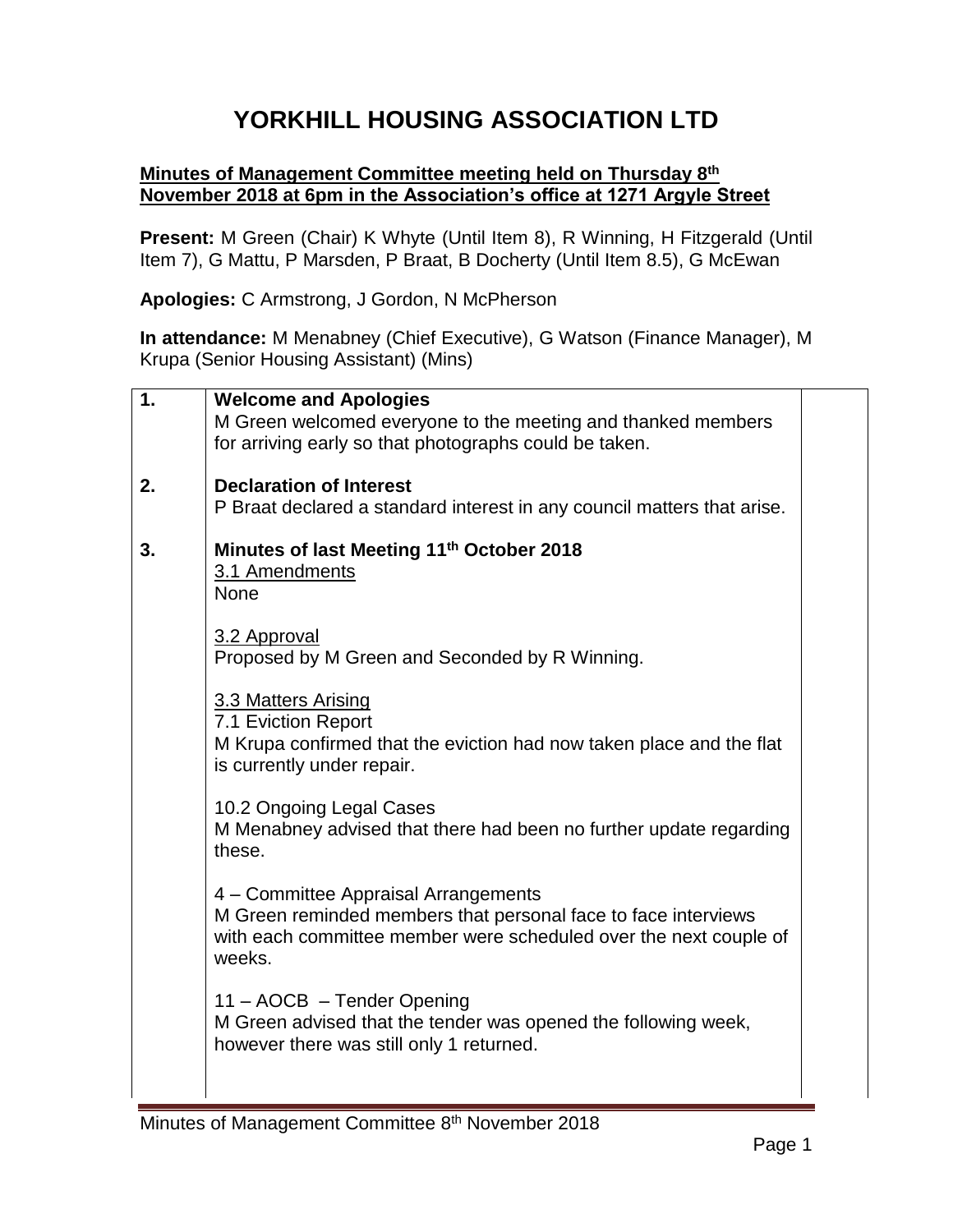# YORKHILL HOUSING ASSOCIATION LTD

**Minutes of Management Committee meeting held on Thursday 8th November 2018 at 6pm in the Association's office at 1271 Argyle Street**

**Present:** M Green (Chair) K Whyte (Until Item 8), R Winning, H Fitzgerald (Until Item 7), G Mattu, P Marsden, P Braat, B Docherty (Until Item 8.5), G McEwan

**Apologies:** C Armstrong, J Gordon, N McPherson

**In attendance:** M Menabney (Chief Executive), G Watson (Finance Manager), M Krupa (Senior Housing Assistant) (Mins)

| | | |
|---|---|---|
| **1.** | **Welcome and Apologies**<br>M Green welcomed everyone to the meeting and thanked members for arriving early so that photographs could be taken. | |
| **2.** | **Declaration of Interest**<br>P Braat declared a standard interest in any council matters that arise. | |
| **3.** | **Minutes of last Meeting 11th October 2018**<br>3.1 Amendments<br>None<br><br>3.2 Approval<br>Proposed by M Green and Seconded by R Winning.<br><br>3.3 Matters Arising<br>7.1 Eviction Report<br>M Krupa confirmed that the eviction had now taken place and the flat is currently under repair.<br><br>10.2 Ongoing Legal Cases<br>M Menabney advised that there had been no further update regarding these.<br><br>4 – Committee Appraisal Arrangements<br>M Green reminded members that personal face to face interviews with each committee member were scheduled over the next couple of weeks.<br><br>11 – AOCB – Tender Opening<br>M Green advised that the tender was opened the following week, however there was still only 1 returned. | |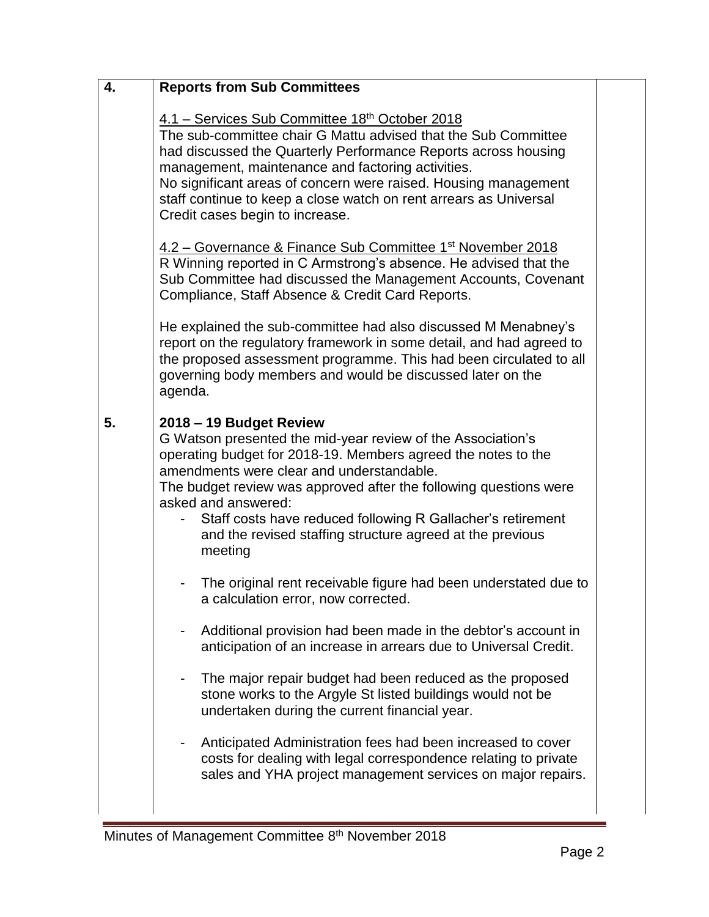| | | |
|---|---|---|
| **4.** | **Reports from Sub Committees**<br><br><u>4.1 – Services Sub Committee 18th October 2018</u><br>The sub-committee chair G Mattu advised that the Sub Committee had discussed the Quarterly Performance Reports across housing management, maintenance and factoring activities.<br>No significant areas of concern were raised. Housing management staff continue to keep a close watch on rent arrears as Universal Credit cases begin to increase.<br><br><u>4.2 – Governance & Finance Sub Committee 1st November 2018</u><br>R Winning reported in C Armstrong's absence. He advised that the Sub Committee had discussed the Management Accounts, Covenant Compliance, Staff Absence & Credit Card Reports.<br><br>He explained the sub-committee had also discussed M Menabney's report on the regulatory framework in some detail, and had agreed to the proposed assessment programme. This had been circulated to all governing body members and would be discussed later on the agenda. | |
| **5.** | **2018 – 19 Budget Review**<br>G Watson presented the mid-year review of the Association's operating budget for 2018-19. Members agreed the notes to the amendments were clear and understandable.<br>The budget review was approved after the following questions were asked and answered:<br>- Staff costs have reduced following R Gallacher's retirement and the revised staffing structure agreed at the previous meeting<br>- The original rent receivable figure had been understated due to a calculation error, now corrected.<br>- Additional provision had been made in the debtor's account in anticipation of an increase in arrears due to Universal Credit.<br>- The major repair budget had been reduced as the proposed stone works to the Argyle St listed buildings would not be undertaken during the current financial year.<br>- Anticipated Administration fees had been increased to cover costs for dealing with legal correspondence relating to private sales and YHA project management services on major repairs. | |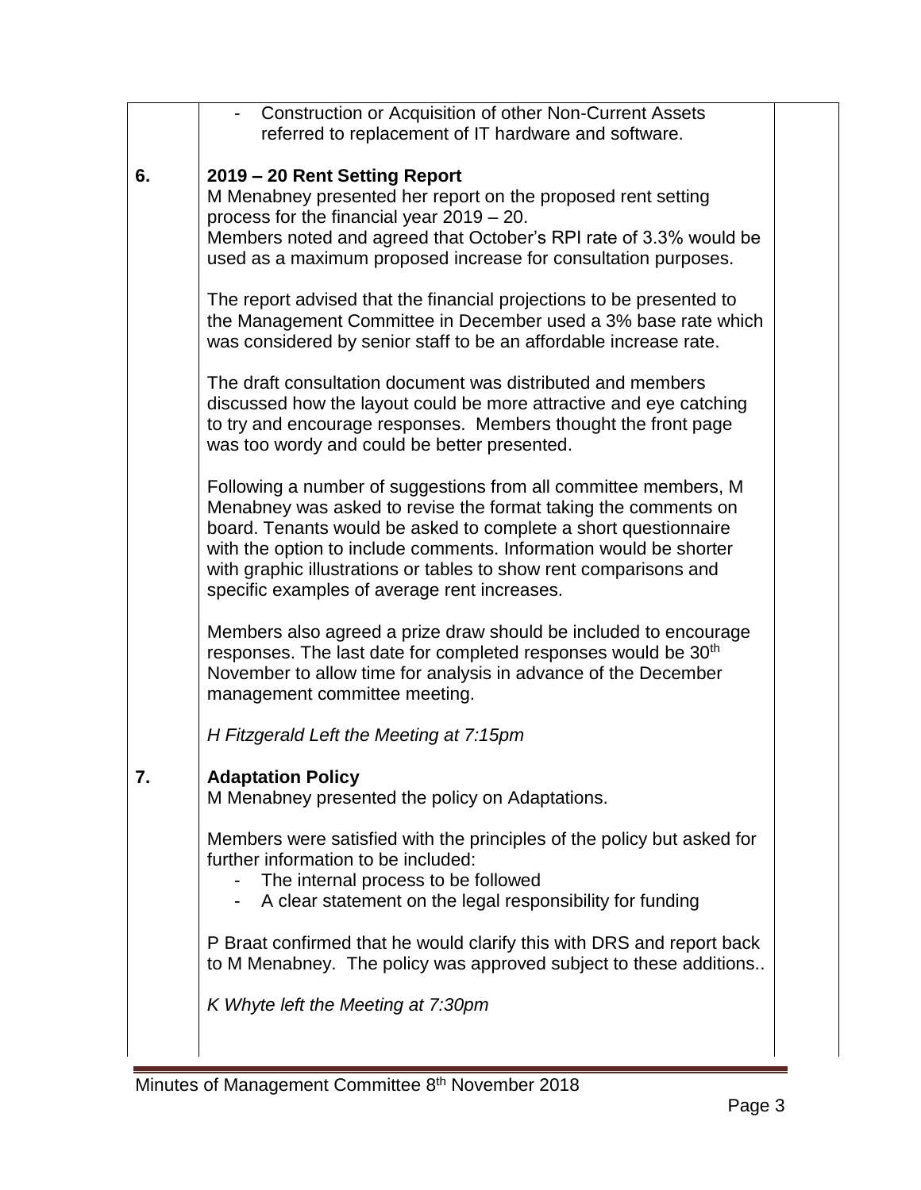- Construction or Acquisition of other Non-Current Assets referred to replacement of IT hardware and software.

**6. 2019 – 20 Rent Setting Report**

M Menabney presented her report on the proposed rent setting process for the financial year 2019 – 20.
Members noted and agreed that October's RPI rate of 3.3% would be used as a maximum proposed increase for consultation purposes.

The report advised that the financial projections to be presented to the Management Committee in December used a 3% base rate which was considered by senior staff to be an affordable increase rate.

The draft consultation document was distributed and members discussed how the layout could be more attractive and eye catching to try and encourage responses. Members thought the front page was too wordy and could be better presented.

Following a number of suggestions from all committee members, M Menabney was asked to revise the format taking the comments on board. Tenants would be asked to complete a short questionnaire with the option to include comments. Information would be shorter with graphic illustrations or tables to show rent comparisons and specific examples of average rent increases.

Members also agreed a prize draw should be included to encourage responses. The last date for completed responses would be 30th November to allow time for analysis in advance of the December management committee meeting.

*H Fitzgerald Left the Meeting at 7:15pm*

**7. Adaptation Policy**

M Menabney presented the policy on Adaptations.

Members were satisfied with the principles of the policy but asked for further information to be included:

- The internal process to be followed
- A clear statement on the legal responsibility for funding

P Braat confirmed that he would clarify this with DRS and report back to M Menabney. The policy was approved subject to these additions..

*K Whyte left the Meeting at 7:30pm*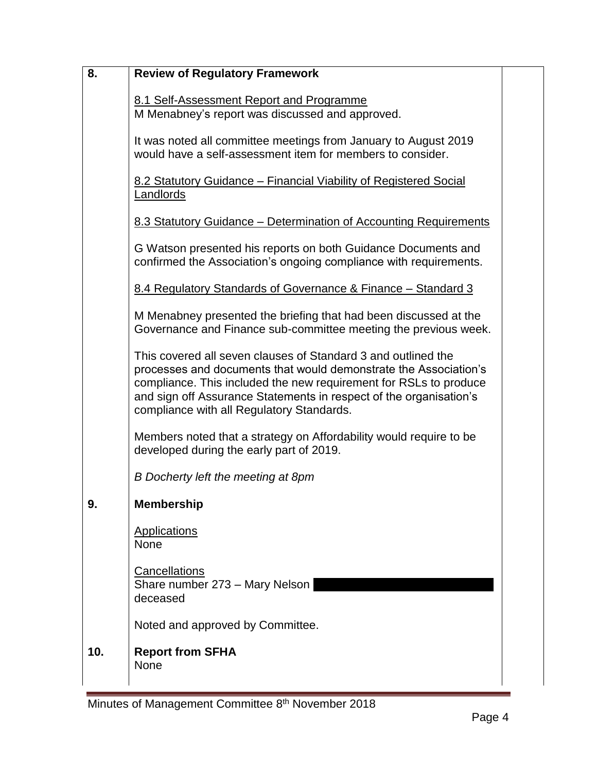| | | |
|---|---|---|
| **8.** | **Review of Regulatory Framework**<br><br>8.1 Self-Assessment Report and Programme<br>M Menabney's report was discussed and approved.<br><br>It was noted all committee meetings from January to August 2019 would have a self-assessment item for members to consider.<br><br>8.2 Statutory Guidance – Financial Viability of Registered Social Landlords<br><br>8.3 Statutory Guidance – Determination of Accounting Requirements<br><br>G Watson presented his reports on both Guidance Documents and confirmed the Association's ongoing compliance with requirements.<br><br>8.4 Regulatory Standards of Governance & Finance – Standard 3<br><br>M Menabney presented the briefing that had been discussed at the Governance and Finance sub-committee meeting the previous week.<br><br>This covered all seven clauses of Standard 3 and outlined the processes and documents that would demonstrate the Association's compliance. This included the new requirement for RSLs to produce and sign off Assurance Statements in respect of the organisation's compliance with all Regulatory Standards.<br><br>Members noted that a strategy on Affordability would require to be developed during the early part of 2019.<br><br>*B Docherty left the meeting at 8pm* | |
| **9.** | **Membership**<br><br>Applications<br>None<br><br>Cancellations<br>Share number 273 – Mary Nelson [REDACTED] deceased<br><br>Noted and approved by Committee. | |
| **10.** | **Report from SFHA**<br>None | |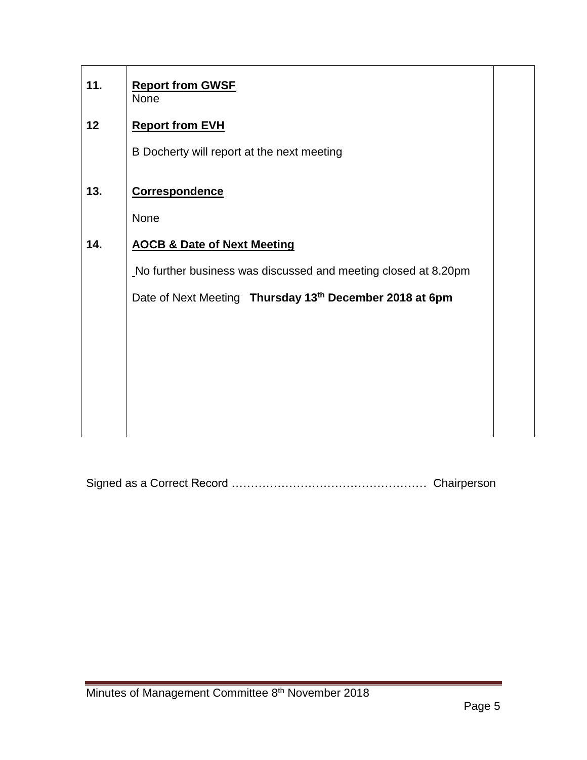| | | |
|---|---|---|
| **11.** | **<u>Report from GWSF</u>**<br>None | |
| **12** | **<u>Report from EVH</u>**<br><br>B Docherty will report at the next meeting | |
| **13.** | **<u>Correspondence</u>**<br><br>None | |
| **14.** | **<u>AOCB & Date of Next Meeting</u>**<br><br>No further business was discussed and meeting closed at 8.20pm<br><br>Date of Next Meeting **Thursday 13th December 2018 at 6pm** | |

Signed as a Correct Record …………………………………………… Chairperson